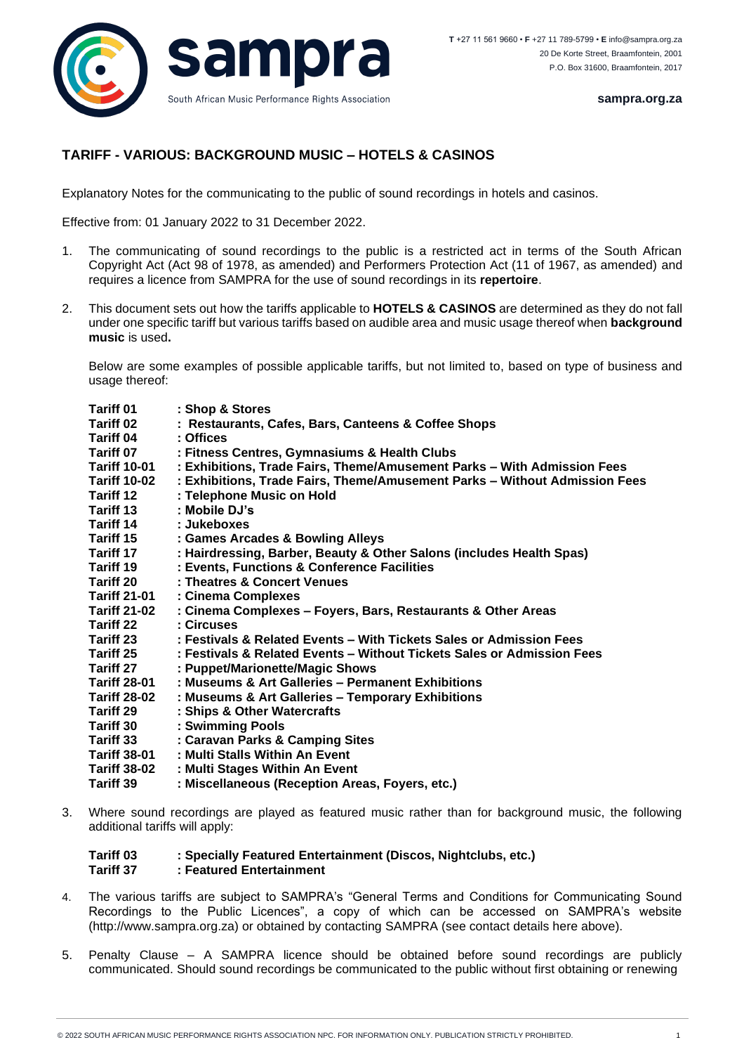**T** +27 11 561 9660 • **F** +27 11 789-5799 • **E** info@sampra.org.za
20 De Korte Street, Braamfontein, 2001
P.O. Box 31600, Braamfontein, 2017

**sampra.org.za**

sampra
South African Music Performance Rights Association

## TARIFF - VARIOUS: BACKGROUND MUSIC – HOTELS & CASINOS

Explanatory Notes for the communicating to the public of sound recordings in hotels and casinos.

Effective from: 01 January 2022 to 31 December 2022.

1. The communicating of sound recordings to the public is a restricted act in terms of the South African Copyright Act (Act 98 of 1978, as amended) and Performers Protection Act (11 of 1967, as amended) and requires a licence from SAMPRA for the use of sound recordings in its **repertoire**.

2. This document sets out how the tariffs applicable to **HOTELS & CASINOS** are determined as they do not fall under one specific tariff but various tariffs based on audible area and music usage thereof when **background music** is used**.**

   Below are some examples of possible applicable tariffs, but not limited to, based on type of business and usage thereof:

   **Tariff 01** **: Shop & Stores**
   **Tariff 02** **: Restaurants, Cafes, Bars, Canteens & Coffee Shops**
   **Tariff 04** **: Offices**
   **Tariff 07** **: Fitness Centres, Gymnasiums & Health Clubs**
   **Tariff 10-01** **: Exhibitions, Trade Fairs, Theme/Amusement Parks – With Admission Fees**
   **Tariff 10-02** **: Exhibitions, Trade Fairs, Theme/Amusement Parks – Without Admission Fees**
   **Tariff 12** **: Telephone Music on Hold**
   **Tariff 13** **: Mobile DJ's**
   **Tariff 14** **: Jukeboxes**
   **Tariff 15** **: Games Arcades & Bowling Alleys**
   **Tariff 17** **: Hairdressing, Barber, Beauty & Other Salons (includes Health Spas)**
   **Tariff 19** **: Events, Functions & Conference Facilities**
   **Tariff 20** **: Theatres & Concert Venues**
   **Tariff 21-01** **: Cinema Complexes**
   **Tariff 21-02** **: Cinema Complexes – Foyers, Bars, Restaurants & Other Areas**
   **Tariff 22** **: Circuses**
   **Tariff 23** **: Festivals & Related Events – With Tickets Sales or Admission Fees**
   **Tariff 25** **: Festivals & Related Events – Without Tickets Sales or Admission Fees**
   **Tariff 27** **: Puppet/Marionette/Magic Shows**
   **Tariff 28-01** **: Museums & Art Galleries – Permanent Exhibitions**
   **Tariff 28-02** **: Museums & Art Galleries – Temporary Exhibitions**
   **Tariff 29** **: Ships & Other Watercrafts**
   **Tariff 30** **: Swimming Pools**
   **Tariff 33** **: Caravan Parks & Camping Sites**
   **Tariff 38-01** **: Multi Stalls Within An Event**
   **Tariff 38-02** **: Multi Stages Within An Event**
   **Tariff 39** **: Miscellaneous (Reception Areas, Foyers, etc.)**

3. Where sound recordings are played as featured music rather than for background music, the following additional tariffs will apply:

   **Tariff 03** **: Specially Featured Entertainment (Discos, Nightclubs, etc.)**
   **Tariff 37** **: Featured Entertainment**

4. The various tariffs are subject to SAMPRA's "General Terms and Conditions for Communicating Sound Recordings to the Public Licences", a copy of which can be accessed on SAMPRA's website (http://www.sampra.org.za) or obtained by contacting SAMPRA (see contact details here above).

5. Penalty Clause – A SAMPRA licence should be obtained before sound recordings are publicly communicated. Should sound recordings be communicated to the public without first obtaining or renewing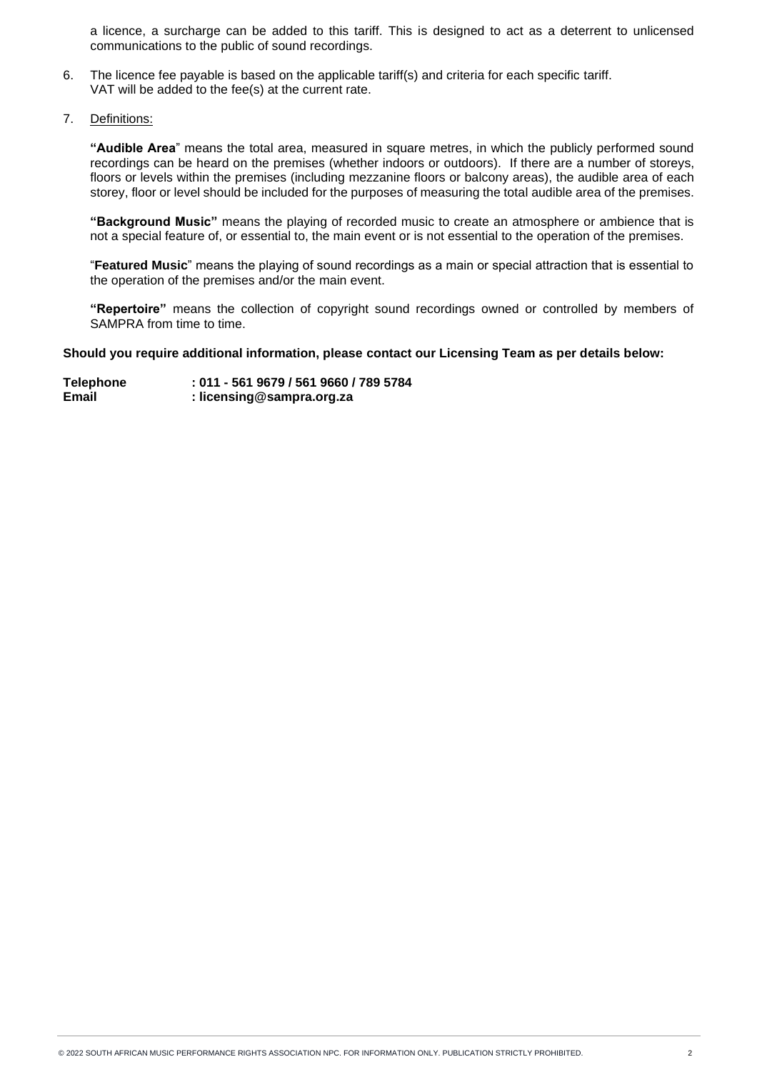a licence, a surcharge can be added to this tariff. This is designed to act as a deterrent to unlicensed communications to the public of sound recordings.

6. The licence fee payable is based on the applicable tariff(s) and criteria for each specific tariff.
   VAT will be added to the fee(s) at the current rate.

7. Definitions:

   **"Audible Area**" means the total area, measured in square metres, in which the publicly performed sound recordings can be heard on the premises (whether indoors or outdoors). If there are a number of storeys, floors or levels within the premises (including mezzanine floors or balcony areas), the audible area of each storey, floor or level should be included for the purposes of measuring the total audible area of the premises.

   **"Background Music"** means the playing of recorded music to create an atmosphere or ambience that is not a special feature of, or essential to, the main event or is not essential to the operation of the premises.

   "**Featured Music**" means the playing of sound recordings as a main or special attraction that is essential to the operation of the premises and/or the main event.

   **"Repertoire"** means the collection of copyright sound recordings owned or controlled by members of SAMPRA from time to time.

**Should you require additional information, please contact our Licensing Team as per details below:**

**Telephone : 011 - 561 9679 / 561 9660 / 789 5784**
**Email : licensing@sampra.org.za**